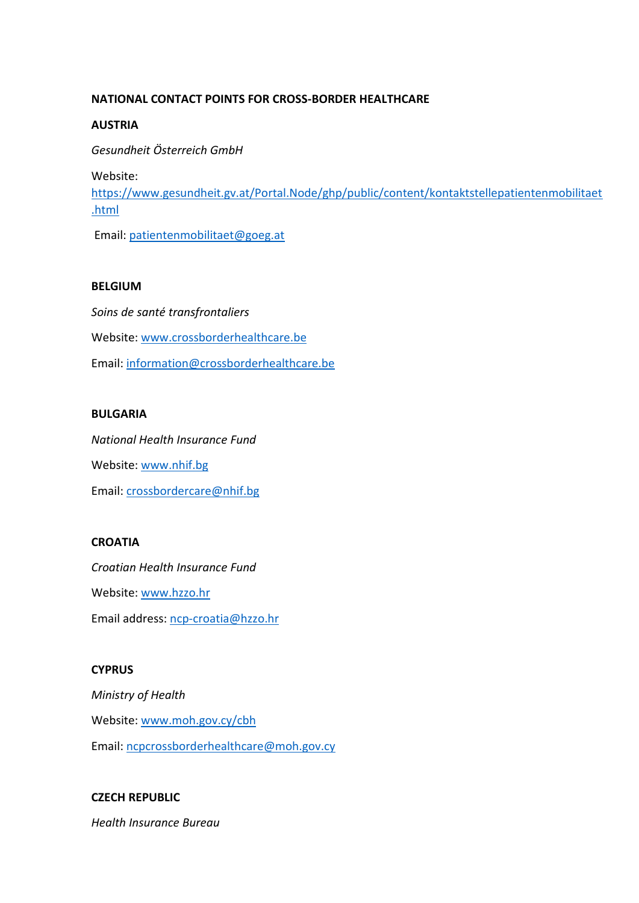**NATIONAL CONTACT POINTS FOR CROSS-BORDER HEALTHCARE**

**AUSTRIA**

*Gesundheit Österreich GmbH*

Website: https://www.gesundheit.gv.at/Portal.Node/ghp/public/content/kontaktstellepatientenmobilitaet.html

Email: patientenmobilitaet@goeg.at

**BELGIUM**

*Soins de santé transfrontaliers*

Website: www.crossborderhealthcare.be

Email: information@crossborderhealthcare.be

**BULGARIA**

*National Health Insurance Fund*

Website: www.nhif.bg

Email: crossbordercare@nhif.bg

**CROATIA**

*Croatian Health Insurance Fund*

Website: www.hzzo.hr

Email address: ncp-croatia@hzzo.hr

**CYPRUS**

*Ministry of Health*

Website: www.moh.gov.cy/cbh

Email: ncpcrossborderhealthcare@moh.gov.cy

**CZECH REPUBLIC**

*Health Insurance Bureau*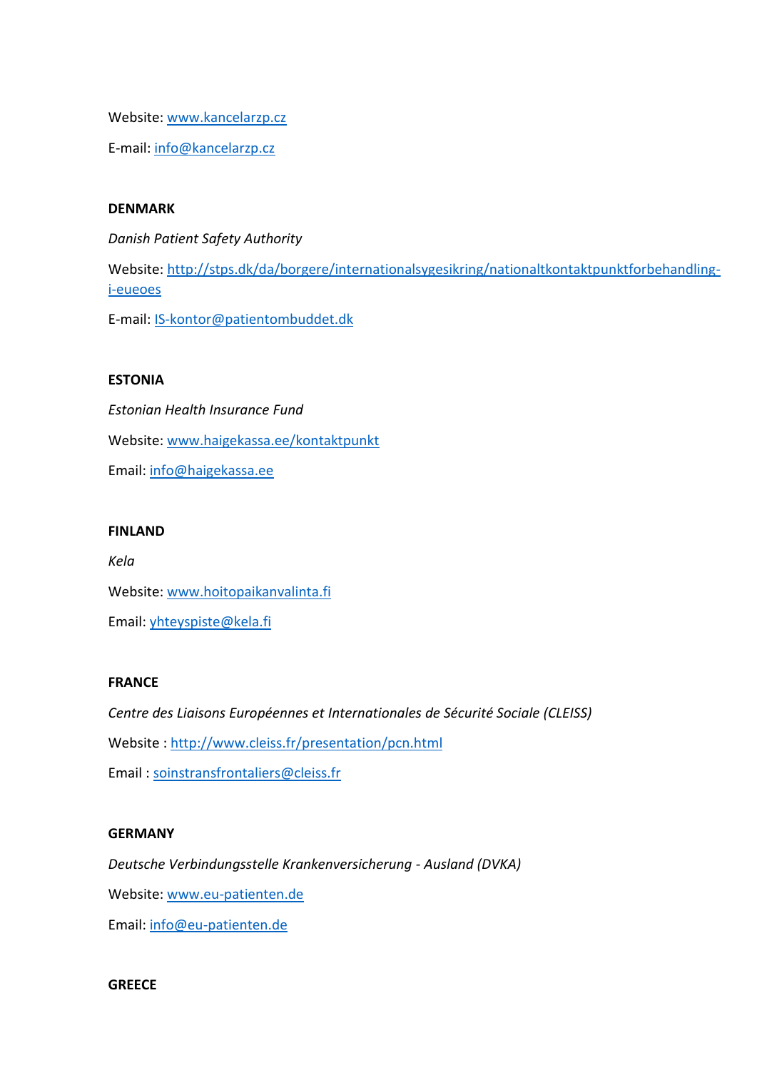Website: www.kancelarzp.cz

E-mail: info@kancelarzp.cz

**DENMARK**

*Danish Patient Safety Authority*

Website: http://stps.dk/da/borgere/internationalsygesikring/nationaltkontaktpunktforbehandling-i-eueoes

E-mail: IS-kontor@patientombuddet.dk

**ESTONIA**

*Estonian Health Insurance Fund*

Website: www.haigekassa.ee/kontaktpunkt

Email: info@haigekassa.ee

**FINLAND**

*Kela*

Website: www.hoitopaikanvalinta.fi

Email: yhteyspiste@kela.fi

**FRANCE**

*Centre des Liaisons Européennes et Internationales de Sécurité Sociale (CLEISS)*

Website : http://www.cleiss.fr/presentation/pcn.html

Email : soinstransfrontaliers@cleiss.fr

**GERMANY**

*Deutsche Verbindungsstelle Krankenversicherung - Ausland (DVKA)*

Website: www.eu-patienten.de

Email: info@eu-patienten.de

**GREECE**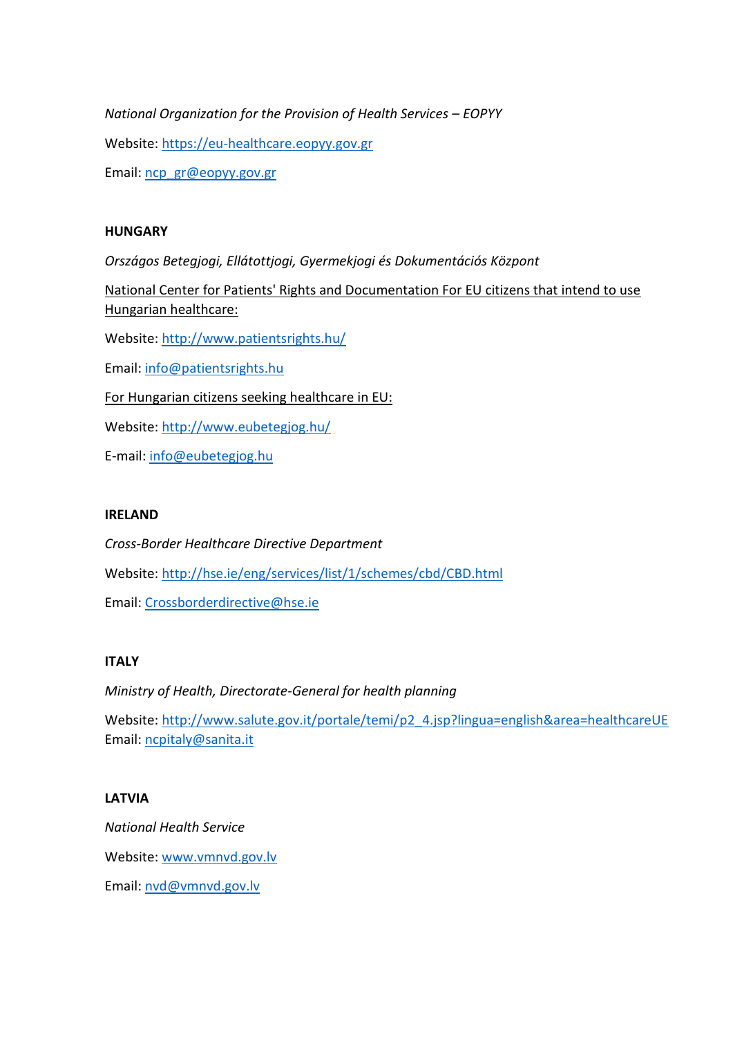*National Organization for the Provision of Health Services – EOPYY*

Website: https://eu-healthcare.eopyy.gov.gr

Email: ncp_gr@eopyy.gov.gr

**HUNGARY**

*Országos Betegjogi, Ellátottjogi, Gyermekjogi és Dokumentációs Központ*

National Center for Patients' Rights and Documentation For EU citizens that intend to use Hungarian healthcare:

Website: http://www.patientsrights.hu/

Email: info@patientsrights.hu

For Hungarian citizens seeking healthcare in EU:

Website: http://www.eubetegjog.hu/

E-mail: info@eubetegjog.hu

**IRELAND**

*Cross-Border Healthcare Directive Department*

Website: http://hse.ie/eng/services/list/1/schemes/cbd/CBD.html

Email: Crossborderdirective@hse.ie

**ITALY**

*Ministry of Health, Directorate-General for health planning*

Website: http://www.salute.gov.it/portale/temi/p2_4.jsp?lingua=english&area=healthcareUE
Email: ncpitaly@sanita.it

**LATVIA**

*National Health Service*

Website: www.vmnvd.gov.lv

Email: nvd@vmnvd.gov.lv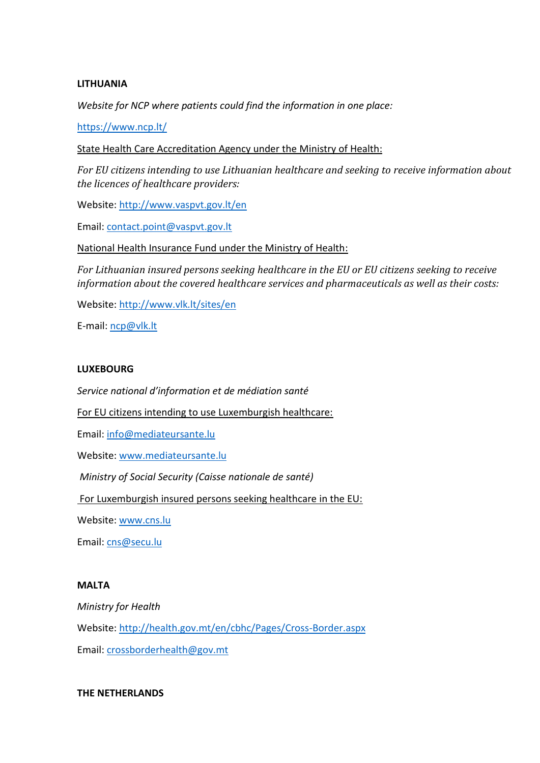**LITHUANIA**

*Website for NCP where patients could find the information in one place:*

https://www.ncp.lt/

State Health Care Accreditation Agency under the Ministry of Health:

*For EU citizens intending to use Lithuanian healthcare and seeking to receive information about the licences of healthcare providers:*

Website: http://www.vaspvt.gov.lt/en

Email: contact.point@vaspvt.gov.lt

National Health Insurance Fund under the Ministry of Health:

*For Lithuanian insured persons seeking healthcare in the EU or EU citizens seeking to receive information about the covered healthcare services and pharmaceuticals as well as their costs:*

Website: http://www.vlk.lt/sites/en

E-mail: ncp@vlk.lt

**LUXEBOURG**

*Service national d'information et de médiation santé*

For EU citizens intending to use Luxemburgish healthcare:

Email: info@mediateursante.lu

Website: www.mediateursante.lu

*Ministry of Social Security (Caisse nationale de santé)*

For Luxemburgish insured persons seeking healthcare in the EU:

Website: www.cns.lu

Email: cns@secu.lu

**MALTA**

*Ministry for Health*

Website: http://health.gov.mt/en/cbhc/Pages/Cross-Border.aspx

Email: crossborderhealth@gov.mt

**THE NETHERLANDS**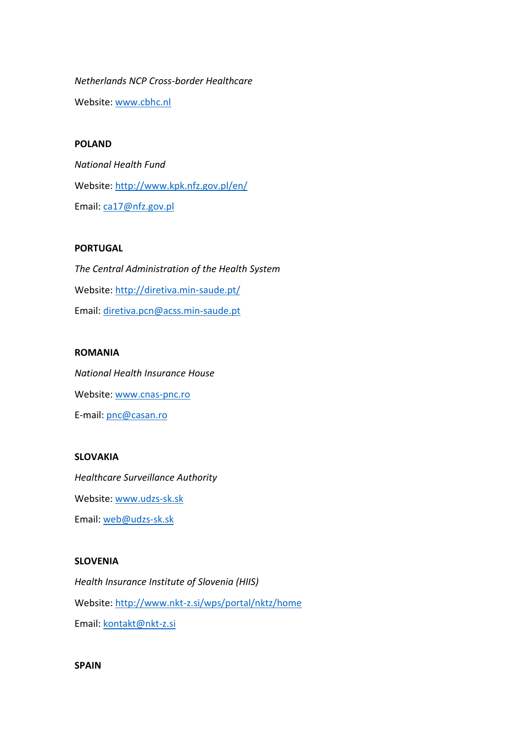*Netherlands NCP Cross-border Healthcare*

Website: www.cbhc.nl

**POLAND**

*National Health Fund*

Website: http://www.kpk.nfz.gov.pl/en/

Email: ca17@nfz.gov.pl

**PORTUGAL**

*The Central Administration of the Health System*

Website: http://diretiva.min-saude.pt/

Email: diretiva.pcn@acss.min-saude.pt

**ROMANIA**

*National Health Insurance House*

Website: www.cnas-pnc.ro

E-mail: pnc@casan.ro

**SLOVAKIA**

*Healthcare Surveillance Authority*

Website: www.udzs-sk.sk

Email: web@udzs-sk.sk

**SLOVENIA**

*Health Insurance Institute of Slovenia (HIIS)*

Website: http://www.nkt-z.si/wps/portal/nktz/home

Email: kontakt@nkt-z.si

**SPAIN**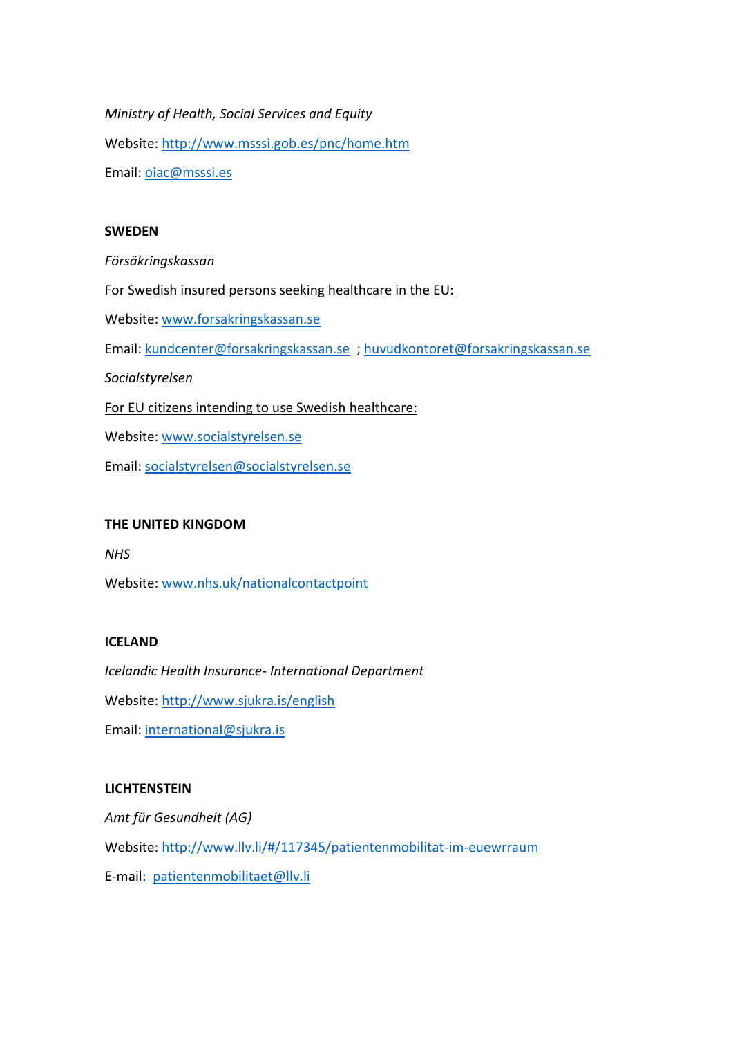*Ministry of Health, Social Services and Equity*

Website: http://www.msssi.gob.es/pnc/home.htm

Email: oiac@msssi.es

**SWEDEN**

*Försäkringskassan*

For Swedish insured persons seeking healthcare in the EU:

Website: www.forsakringskassan.se

Email: kundcenter@forsakringskassan.se ; huvudkontoret@forsakringskassan.se

*Socialstyrelsen*

For EU citizens intending to use Swedish healthcare:

Website: www.socialstyrelsen.se

Email: socialstyrelsen@socialstyrelsen.se

**THE UNITED KINGDOM**

*NHS*

Website: www.nhs.uk/nationalcontactpoint

**ICELAND**

*Icelandic Health Insurance- International Department*

Website: http://www.sjukra.is/english

Email: international@sjukra.is

**LICHTENSTEIN**

*Amt für Gesundheit (AG)*

Website: http://www.llv.li/#/117345/patientenmobilitat-im-euewrraum

E-mail: patientenmobilitaet@llv.li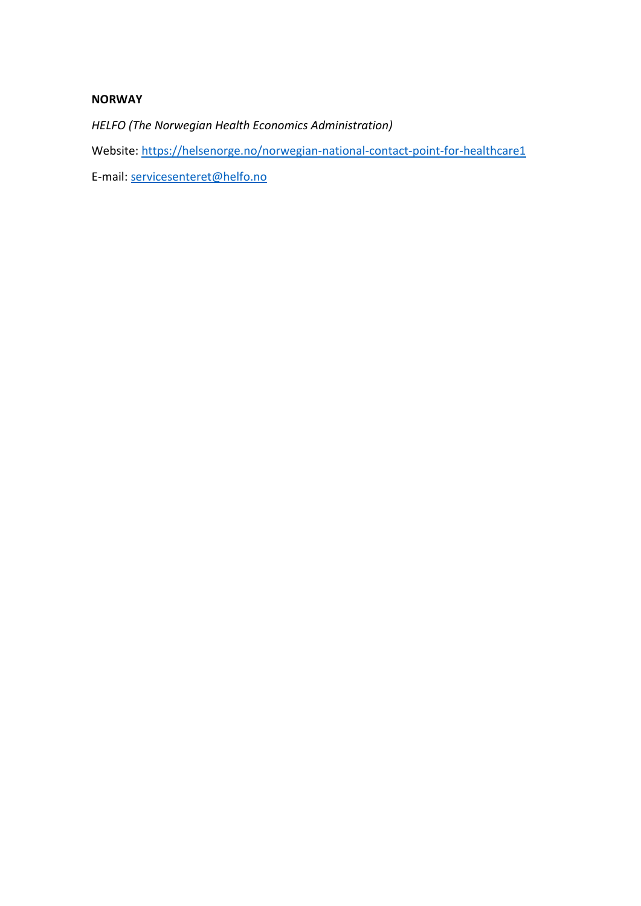**NORWAY**

*HELFO (The Norwegian Health Economics Administration)*

Website: https://helsenorge.no/norwegian-national-contact-point-for-healthcare1

E-mail: servicesenteret@helfo.no